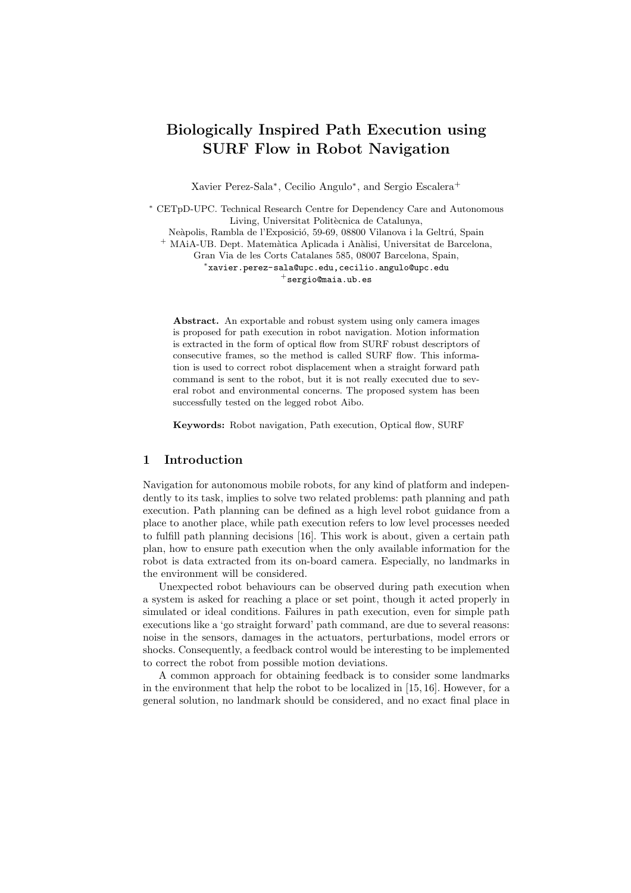# Biologically Inspired Path Execution using SURF Flow in Robot Navigation

Xavier Perez-Sala*, Cecilio Angulo*, and Sergio Escalera+

* CETpD-UPC. Technical Research Centre for Dependency Care and Autonomous Living, Universitat Politècnica de Catalunya,
Neàpolis, Rambla de l'Exposició, 59-69, 08800 Vilanova i la Geltrú, Spain
+ MAiA-UB. Dept. Matemàtica Aplicada i Anàlisi, Universitat de Barcelona, Gran Via de les Corts Catalanes 585, 08007 Barcelona, Spain,
*xavier.perez-sala@upc.edu,cecilio.angulo@upc.edu
+sergio@maia.ub.es

**Abstract.** An exportable and robust system using only camera images is proposed for path execution in robot navigation. Motion information is extracted in the form of optical flow from SURF robust descriptors of consecutive frames, so the method is called SURF flow. This information is used to correct robot displacement when a straight forward path command is sent to the robot, but it is not really executed due to several robot and environmental concerns. The proposed system has been successfully tested on the legged robot Aibo.

**Keywords:** Robot navigation, Path execution, Optical flow, SURF

## 1 Introduction

Navigation for autonomous mobile robots, for any kind of platform and independently to its task, implies to solve two related problems: path planning and path execution. Path planning can be defined as a high level robot guidance from a place to another place, while path execution refers to low level processes needed to fulfill path planning decisions [16]. This work is about, given a certain path plan, how to ensure path execution when the only available information for the robot is data extracted from its on-board camera. Especially, no landmarks in the environment will be considered.

Unexpected robot behaviours can be observed during path execution when a system is asked for reaching a place or set point, though it acted properly in simulated or ideal conditions. Failures in path execution, even for simple path executions like a 'go straight forward' path command, are due to several reasons: noise in the sensors, damages in the actuators, perturbations, model errors or shocks. Consequently, a feedback control would be interesting to be implemented to correct the robot from possible motion deviations.

A common approach for obtaining feedback is to consider some landmarks in the environment that help the robot to be localized in [15, 16]. However, for a general solution, no landmark should be considered, and no exact final place in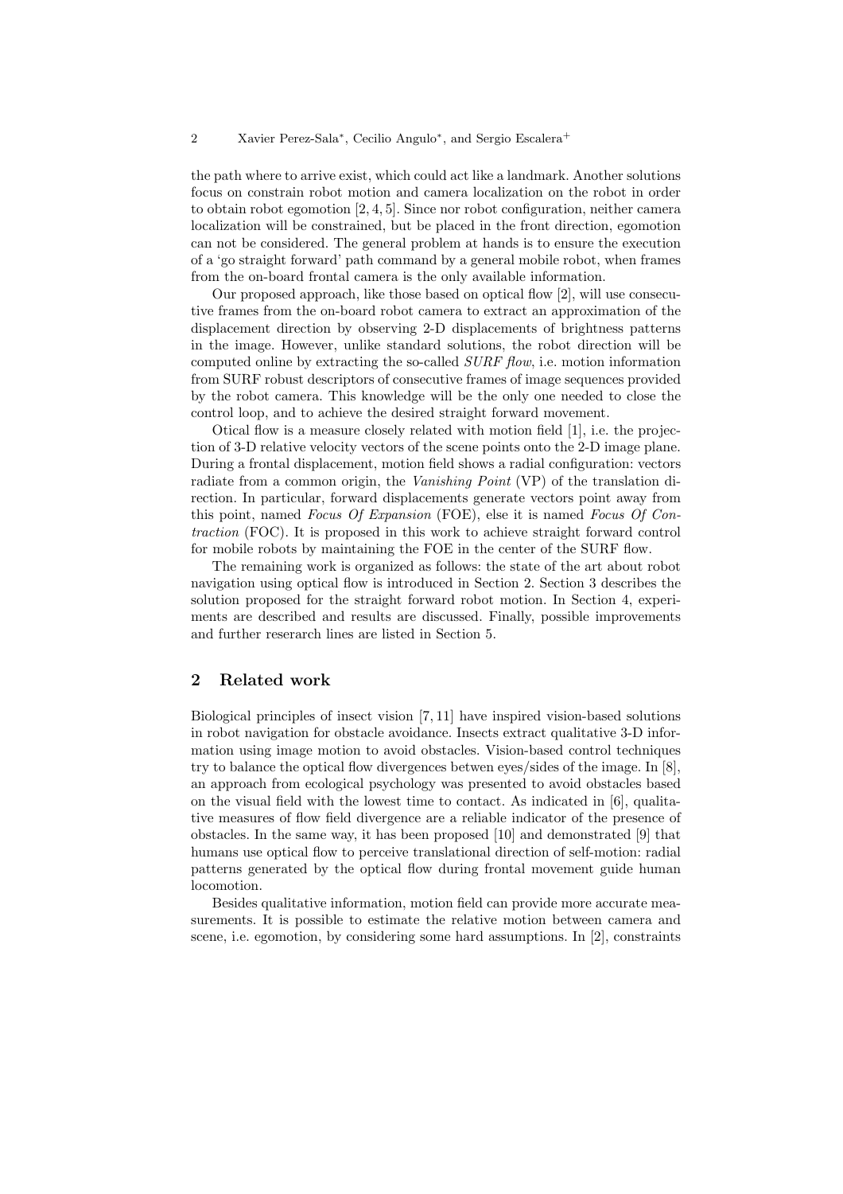the path where to arrive exist, which could act like a landmark. Another solutions focus on constrain robot motion and camera localization on the robot in order to obtain robot egomotion [2, 4, 5]. Since nor robot configuration, neither camera localization will be constrained, but be placed in the front direction, egomotion can not be considered. The general problem at hands is to ensure the execution of a 'go straight forward' path command by a general mobile robot, when frames from the on-board frontal camera is the only available information.

Our proposed approach, like those based on optical flow [2], will use consecutive frames from the on-board robot camera to extract an approximation of the displacement direction by observing 2-D displacements of brightness patterns in the image. However, unlike standard solutions, the robot direction will be computed online by extracting the so-called *SURF flow*, i.e. motion information from SURF robust descriptors of consecutive frames of image sequences provided by the robot camera. This knowledge will be the only one needed to close the control loop, and to achieve the desired straight forward movement.

Otical flow is a measure closely related with motion field [1], i.e. the projection of 3-D relative velocity vectors of the scene points onto the 2-D image plane. During a frontal displacement, motion field shows a radial configuration: vectors radiate from a common origin, the *Vanishing Point* (VP) of the translation direction. In particular, forward displacements generate vectors point away from this point, named *Focus Of Expansion* (FOE), else it is named *Focus Of Contraction* (FOC). It is proposed in this work to achieve straight forward control for mobile robots by maintaining the FOE in the center of the SURF flow.

The remaining work is organized as follows: the state of the art about robot navigation using optical flow is introduced in Section 2. Section 3 describes the solution proposed for the straight forward robot motion. In Section 4, experiments are described and results are discussed. Finally, possible improvements and further reserarch lines are listed in Section 5.

## 2 Related work

Biological principles of insect vision [7, 11] have inspired vision-based solutions in robot navigation for obstacle avoidance. Insects extract qualitative 3-D information using image motion to avoid obstacles. Vision-based control techniques try to balance the optical flow divergences betwen eyes/sides of the image. In [8], an approach from ecological psychology was presented to avoid obstacles based on the visual field with the lowest time to contact. As indicated in [6], qualitative measures of flow field divergence are a reliable indicator of the presence of obstacles. In the same way, it has been proposed [10] and demonstrated [9] that humans use optical flow to perceive translational direction of self-motion: radial patterns generated by the optical flow during frontal movement guide human locomotion.

Besides qualitative information, motion field can provide more accurate measurements. It is possible to estimate the relative motion between camera and scene, i.e. egomotion, by considering some hard assumptions. In [2], constraints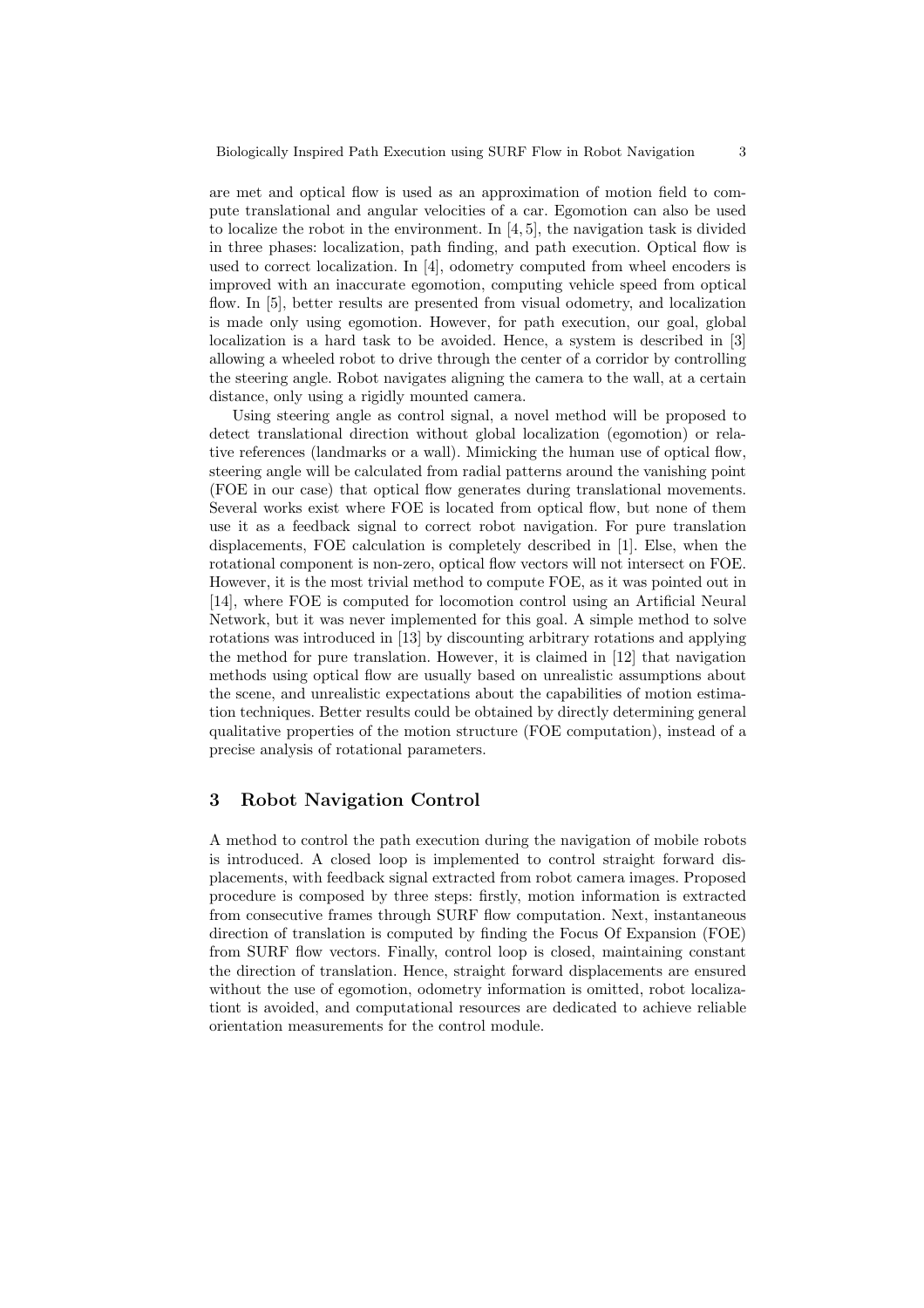are met and optical flow is used as an approximation of motion field to compute translational and angular velocities of a car. Egomotion can also be used to localize the robot in the environment. In [4, 5], the navigation task is divided in three phases: localization, path finding, and path execution. Optical flow is used to correct localization. In [4], odometry computed from wheel encoders is improved with an inaccurate egomotion, computing vehicle speed from optical flow. In [5], better results are presented from visual odometry, and localization is made only using egomotion. However, for path execution, our goal, global localization is a hard task to be avoided. Hence, a system is described in [3] allowing a wheeled robot to drive through the center of a corridor by controlling the steering angle. Robot navigates aligning the camera to the wall, at a certain distance, only using a rigidly mounted camera.

Using steering angle as control signal, a novel method will be proposed to detect translational direction without global localization (egomotion) or relative references (landmarks or a wall). Mimicking the human use of optical flow, steering angle will be calculated from radial patterns around the vanishing point (FOE in our case) that optical flow generates during translational movements. Several works exist where FOE is located from optical flow, but none of them use it as a feedback signal to correct robot navigation. For pure translation displacements, FOE calculation is completely described in [1]. Else, when the rotational component is non-zero, optical flow vectors will not intersect on FOE. However, it is the most trivial method to compute FOE, as it was pointed out in [14], where FOE is computed for locomotion control using an Artificial Neural Network, but it was never implemented for this goal. A simple method to solve rotations was introduced in [13] by discounting arbitrary rotations and applying the method for pure translation. However, it is claimed in [12] that navigation methods using optical flow are usually based on unrealistic assumptions about the scene, and unrealistic expectations about the capabilities of motion estimation techniques. Better results could be obtained by directly determining general qualitative properties of the motion structure (FOE computation), instead of a precise analysis of rotational parameters.

## 3 Robot Navigation Control

A method to control the path execution during the navigation of mobile robots is introduced. A closed loop is implemented to control straight forward displacements, with feedback signal extracted from robot camera images. Proposed procedure is composed by three steps: firstly, motion information is extracted from consecutive frames through SURF flow computation. Next, instantaneous direction of translation is computed by finding the Focus Of Expansion (FOE) from SURF flow vectors. Finally, control loop is closed, maintaining constant the direction of translation. Hence, straight forward displacements are ensured without the use of egomotion, odometry information is omitted, robot localizationt is avoided, and computational resources are dedicated to achieve reliable orientation measurements for the control module.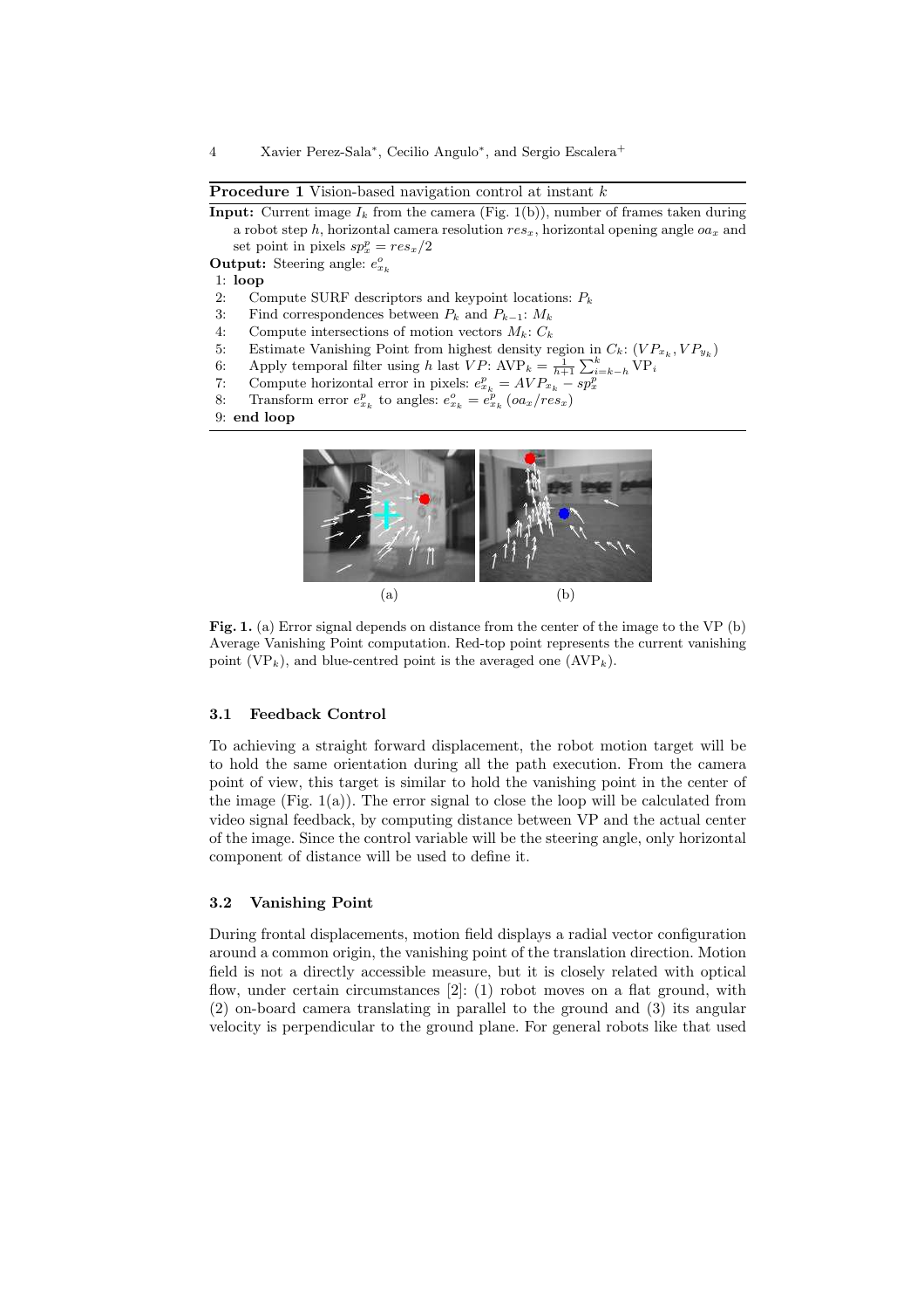**Procedure 1** Vision-based navigation control at instant $k$

**Input:** Current image $I_k$ from the camera (Fig. 1(b)), number of frames taken during a robot step $h$, horizontal camera resolution $res_x$, horizontal opening angle $oa_x$ and set point in pixels $sp_x^p = res_x/2$

**Output:** Steering angle: $e_{x_k}^o$

1: **loop**
2: Compute SURF descriptors and keypoint locations: $P_k$
3: Find correspondences between $P_k$ and $P_{k-1}$: $M_k$
4: Compute intersections of motion vectors $M_k$: $C_k$
5: Estimate Vanishing Point from highest density region in $C_k$: $(VP_{x_k}, VP_{y_k})$
6: Apply temporal filter using $h$ last $VP$: $\text{AVP}_k = \frac{1}{h+1}\sum_{i=k-h}^{k} \text{VP}_i$
7: Compute horizontal error in pixels: $e_{x_k}^p = AVP_{x_k} - sp_x^p$
8: Transform error $e_{x_k}^p$ to angles: $e_{x_k}^o = e_{x_k}^p \,(oa_x/res_x)$
9: **end loop**

(a) (b)

**Fig. 1.** (a) Error signal depends on distance from the center of the image to the VP (b) Average Vanishing Point computation. Red-top point represents the current vanishing point ($\text{VP}_k$), and blue-centred point is the averaged one ($\text{AVP}_k$).

### 3.1 Feedback Control

To achieving a straight forward displacement, the robot motion target will be to hold the same orientation during all the path execution. From the camera point of view, this target is similar to hold the vanishing point in the center of the image (Fig. 1(a)). The error signal to close the loop will be calculated from video signal feedback, by computing distance between VP and the actual center of the image. Since the control variable will be the steering angle, only horizontal component of distance will be used to define it.

### 3.2 Vanishing Point

During frontal displacements, motion field displays a radial vector configuration around a common origin, the vanishing point of the translation direction. Motion field is not a directly accessible measure, but it is closely related with optical flow, under certain circumstances [2]: (1) robot moves on a flat ground, with (2) on-board camera translating in parallel to the ground and (3) its angular velocity is perpendicular to the ground plane. For general robots like that used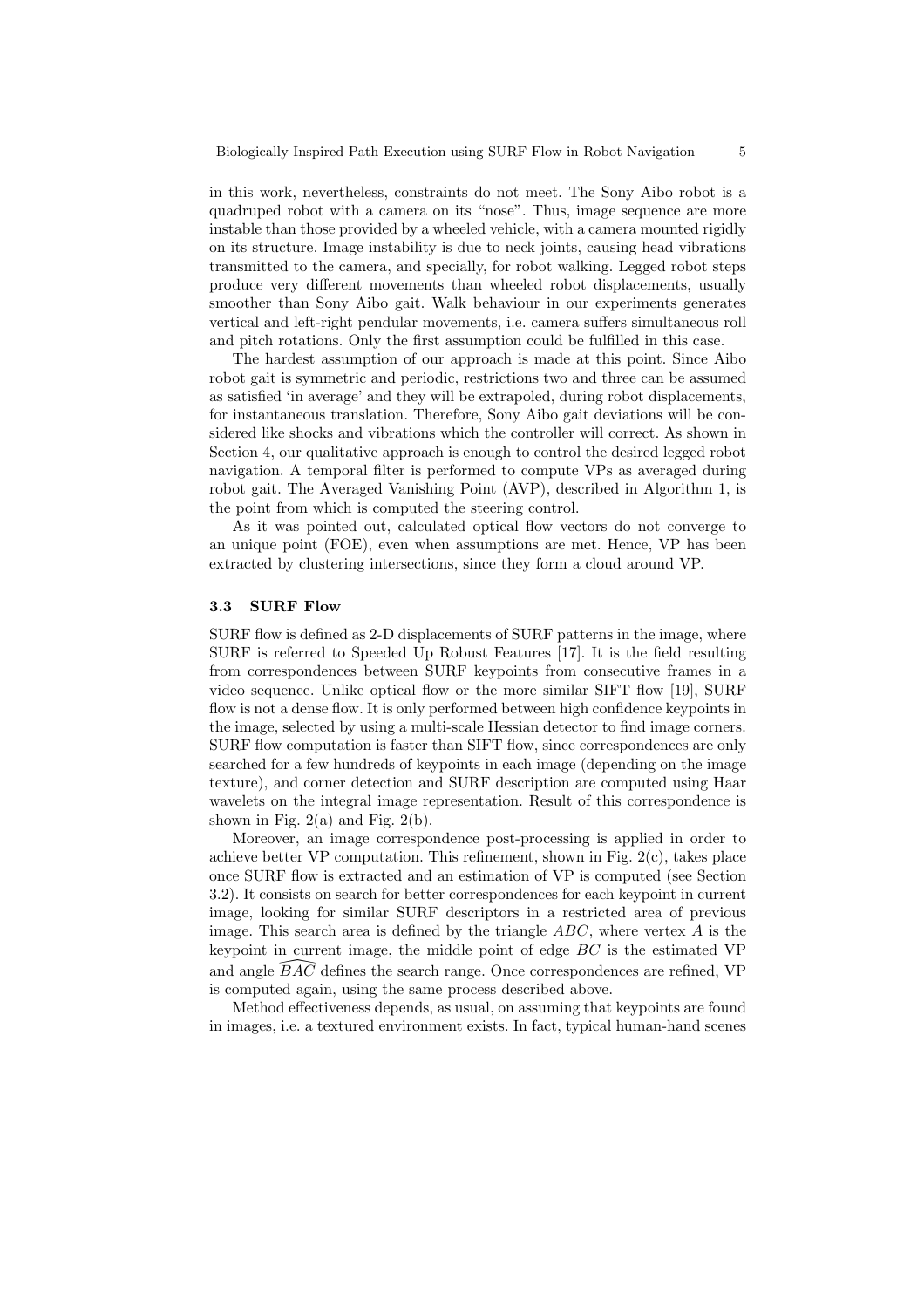in this work, nevertheless, constraints do not meet. The Sony Aibo robot is a quadruped robot with a camera on its "nose". Thus, image sequence are more instable than those provided by a wheeled vehicle, with a camera mounted rigidly on its structure. Image instability is due to neck joints, causing head vibrations transmitted to the camera, and specially, for robot walking. Legged robot steps produce very different movements than wheeled robot displacements, usually smoother than Sony Aibo gait. Walk behaviour in our experiments generates vertical and left-right pendular movements, i.e. camera suffers simultaneous roll and pitch rotations. Only the first assumption could be fulfilled in this case.

The hardest assumption of our approach is made at this point. Since Aibo robot gait is symmetric and periodic, restrictions two and three can be assumed as satisfied 'in average' and they will be extrapoled, during robot displacements, for instantaneous translation. Therefore, Sony Aibo gait deviations will be considered like shocks and vibrations which the controller will correct. As shown in Section 4, our qualitative approach is enough to control the desired legged robot navigation. A temporal filter is performed to compute VPs as averaged during robot gait. The Averaged Vanishing Point (AVP), described in Algorithm 1, is the point from which is computed the steering control.

As it was pointed out, calculated optical flow vectors do not converge to an unique point (FOE), even when assumptions are met. Hence, VP has been extracted by clustering intersections, since they form a cloud around VP.

### 3.3 SURF Flow

SURF flow is defined as 2-D displacements of SURF patterns in the image, where SURF is referred to Speeded Up Robust Features [17]. It is the field resulting from correspondences between SURF keypoints from consecutive frames in a video sequence. Unlike optical flow or the more similar SIFT flow [19], SURF flow is not a dense flow. It is only performed between high confidence keypoints in the image, selected by using a multi-scale Hessian detector to find image corners. SURF flow computation is faster than SIFT flow, since correspondences are only searched for a few hundreds of keypoints in each image (depending on the image texture), and corner detection and SURF description are computed using Haar wavelets on the integral image representation. Result of this correspondence is shown in Fig. 2(a) and Fig. 2(b).

Moreover, an image correspondence post-processing is applied in order to achieve better VP computation. This refinement, shown in Fig. 2(c), takes place once SURF flow is extracted and an estimation of VP is computed (see Section 3.2). It consists on search for better correspondences for each keypoint in current image, looking for similar SURF descriptors in a restricted area of previous image. This search area is defined by the triangle $ABC$, where vertex $A$ is the keypoint in current image, the middle point of edge $BC$ is the estimated VP and angle $\widehat{BAC}$ defines the search range. Once correspondences are refined, VP is computed again, using the same process described above.

Method effectiveness depends, as usual, on assuming that keypoints are found in images, i.e. a textured environment exists. In fact, typical human-hand scenes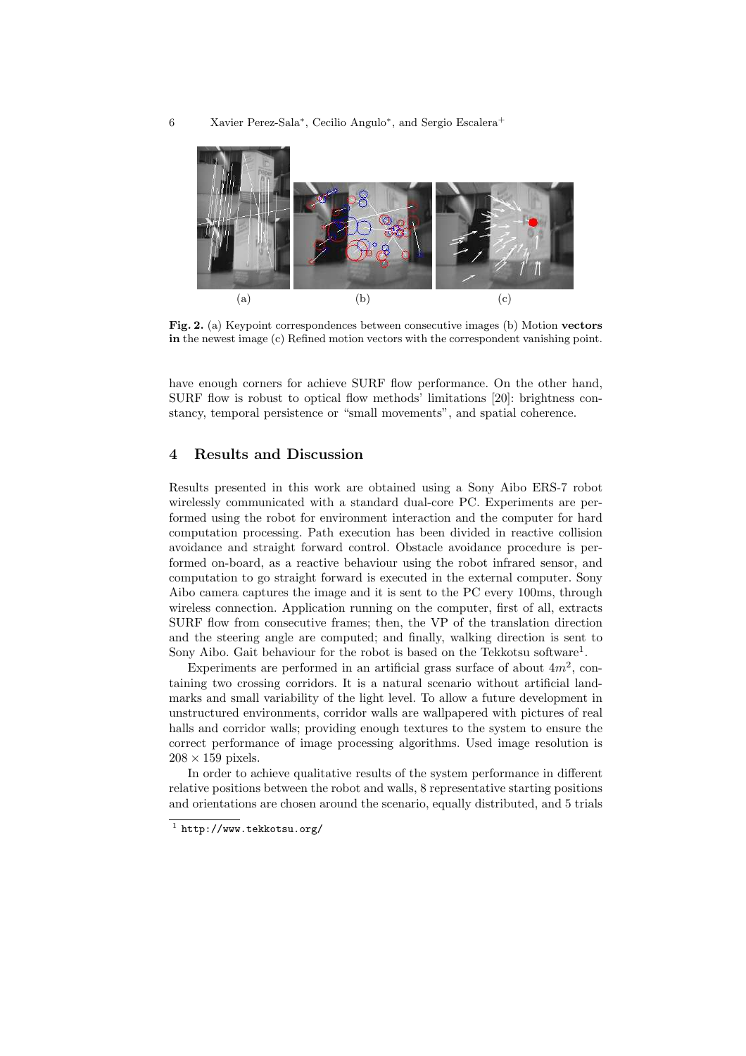(a) (b) (c)

**Fig. 2.** (a) Keypoint correspondences between consecutive images (b) Motion **vectors in** the newest image (c) Refined motion vectors with the correspondent vanishing point.

have enough corners for achieve SURF flow performance. On the other hand, SURF flow is robust to optical flow methods' limitations [20]: brightness constancy, temporal persistence or "small movements", and spatial coherence.

## 4 Results and Discussion

Results presented in this work are obtained using a Sony Aibo ERS-7 robot wirelessly communicated with a standard dual-core PC. Experiments are performed using the robot for environment interaction and the computer for hard computation processing. Path execution has been divided in reactive collision avoidance and straight forward control. Obstacle avoidance procedure is performed on-board, as a reactive behaviour using the robot infrared sensor, and computation to go straight forward is executed in the external computer. Sony Aibo camera captures the image and it is sent to the PC every 100ms, through wireless connection. Application running on the computer, first of all, extracts SURF flow from consecutive frames; then, the VP of the translation direction and the steering angle are computed; and finally, walking direction is sent to Sony Aibo. Gait behaviour for the robot is based on the Tekkotsu software[1].

Experiments are performed in an artificial grass surface of about $4m^2$, containing two crossing corridors. It is a natural scenario without artificial landmarks and small variability of the light level. To allow a future development in unstructured environments, corridor walls are wallpapered with pictures of real halls and corridor walls; providing enough textures to the system to ensure the correct performance of image processing algorithms. Used image resolution is $208 \times 159$ pixels.

In order to achieve qualitative results of the system performance in different relative positions between the robot and walls, 8 representative starting positions and orientations are chosen around the scenario, equally distributed, and 5 trials

[1] http://www.tekkotsu.org/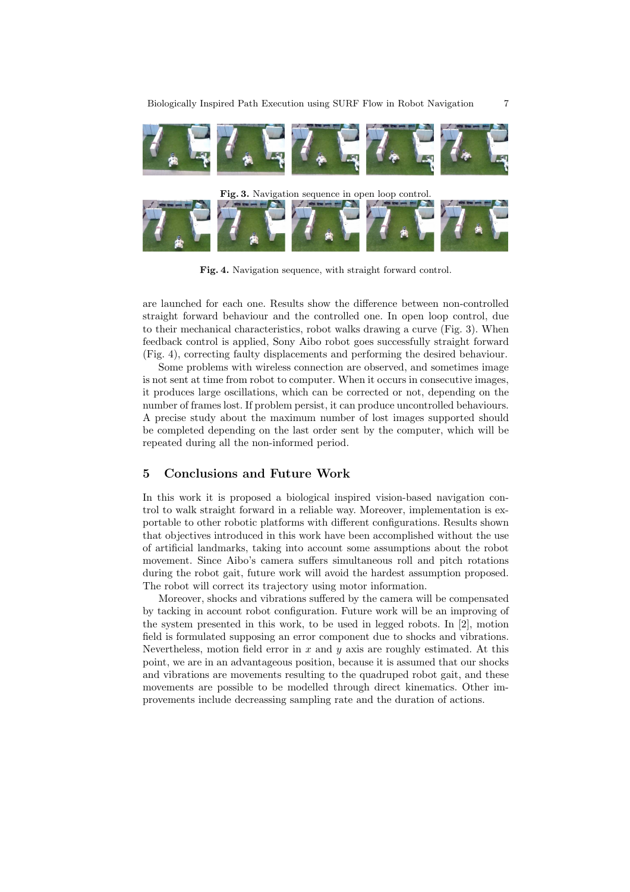**Fig. 3.** Navigation sequence in open loop control.

**Fig. 4.** Navigation sequence, with straight forward control.

are launched for each one. Results show the difference between non-controlled straight forward behaviour and the controlled one. In open loop control, due to their mechanical characteristics, robot walks drawing a curve (Fig. 3). When feedback control is applied, Sony Aibo robot goes successfully straight forward (Fig. 4), correcting faulty displacements and performing the desired behaviour.

Some problems with wireless connection are observed, and sometimes image is not sent at time from robot to computer. When it occurs in consecutive images, it produces large oscillations, which can be corrected or not, depending on the number of frames lost. If problem persist, it can produce uncontrolled behaviours. A precise study about the maximum number of lost images supported should be completed depending on the last order sent by the computer, which will be repeated during all the non-informed period.

## 5 Conclusions and Future Work

In this work it is proposed a biological inspired vision-based navigation control to walk straight forward in a reliable way. Moreover, implementation is exportable to other robotic platforms with different configurations. Results shown that objectives introduced in this work have been accomplished without the use of artificial landmarks, taking into account some assumptions about the robot movement. Since Aibo's camera suffers simultaneous roll and pitch rotations during the robot gait, future work will avoid the hardest assumption proposed. The robot will correct its trajectory using motor information.

Moreover, shocks and vibrations suffered by the camera will be compensated by tacking in account robot configuration. Future work will be an improving of the system presented in this work, to be used in legged robots. In [2], motion field is formulated supposing an error component due to shocks and vibrations. Nevertheless, motion field error in $x$ and $y$ axis are roughly estimated. At this point, we are in an advantageous position, because it is assumed that our shocks and vibrations are movements resulting to the quadruped robot gait, and these movements are possible to be modelled through direct kinematics. Other improvements include decreassing sampling rate and the duration of actions.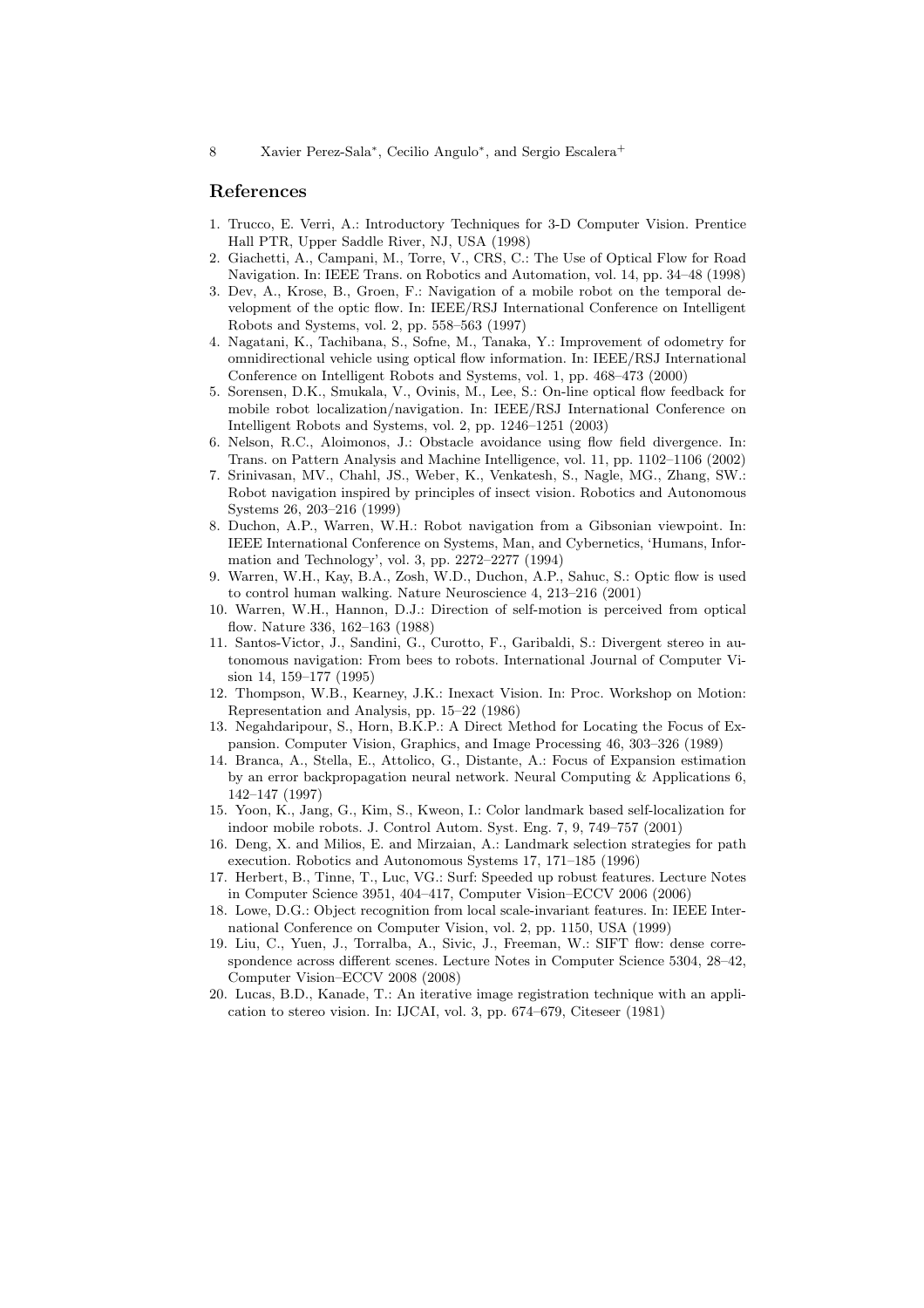## References

1. Trucco, E. Verri, A.: Introductory Techniques for 3-D Computer Vision. Prentice Hall PTR, Upper Saddle River, NJ, USA (1998)
2. Giachetti, A., Campani, M., Torre, V., CRS, C.: The Use of Optical Flow for Road Navigation. In: IEEE Trans. on Robotics and Automation, vol. 14, pp. 34–48 (1998)
3. Dev, A., Krose, B., Groen, F.: Navigation of a mobile robot on the temporal development of the optic flow. In: IEEE/RSJ International Conference on Intelligent Robots and Systems, vol. 2, pp. 558–563 (1997)
4. Nagatani, K., Tachibana, S., Sofne, M., Tanaka, Y.: Improvement of odometry for omnidirectional vehicle using optical flow information. In: IEEE/RSJ International Conference on Intelligent Robots and Systems, vol. 1, pp. 468–473 (2000)
5. Sorensen, D.K., Smukala, V., Ovinis, M., Lee, S.: On-line optical flow feedback for mobile robot localization/navigation. In: IEEE/RSJ International Conference on Intelligent Robots and Systems, vol. 2, pp. 1246–1251 (2003)
6. Nelson, R.C., Aloimonos, J.: Obstacle avoidance using flow field divergence. In: Trans. on Pattern Analysis and Machine Intelligence, vol. 11, pp. 1102–1106 (2002)
7. Srinivasan, MV., Chahl, JS., Weber, K., Venkatesh, S., Nagle, MG., Zhang, SW.: Robot navigation inspired by principles of insect vision. Robotics and Autonomous Systems 26, 203–216 (1999)
8. Duchon, A.P., Warren, W.H.: Robot navigation from a Gibsonian viewpoint. In: IEEE International Conference on Systems, Man, and Cybernetics, 'Humans, Information and Technology', vol. 3, pp. 2272–2277 (1994)
9. Warren, W.H., Kay, B.A., Zosh, W.D., Duchon, A.P., Sahuc, S.: Optic flow is used to control human walking. Nature Neuroscience 4, 213–216 (2001)
10. Warren, W.H., Hannon, D.J.: Direction of self-motion is perceived from optical flow. Nature 336, 162–163 (1988)
11. Santos-Victor, J., Sandini, G., Curotto, F., Garibaldi, S.: Divergent stereo in autonomous navigation: From bees to robots. International Journal of Computer Vision 14, 159–177 (1995)
12. Thompson, W.B., Kearney, J.K.: Inexact Vision. In: Proc. Workshop on Motion: Representation and Analysis, pp. 15–22 (1986)
13. Negahdaripour, S., Horn, B.K.P.: A Direct Method for Locating the Focus of Expansion. Computer Vision, Graphics, and Image Processing 46, 303–326 (1989)
14. Branca, A., Stella, E., Attolico, G., Distante, A.: Focus of Expansion estimation by an error backpropagation neural network. Neural Computing & Applications 6, 142–147 (1997)
15. Yoon, K., Jang, G., Kim, S., Kweon, I.: Color landmark based self-localization for indoor mobile robots. J. Control Autom. Syst. Eng. 7, 9, 749–757 (2001)
16. Deng, X. and Milios, E. and Mirzaian, A.: Landmark selection strategies for path execution. Robotics and Autonomous Systems 17, 171–185 (1996)
17. Herbert, B., Tinne, T., Luc, VG.: Surf: Speeded up robust features. Lecture Notes in Computer Science 3951, 404–417, Computer Vision–ECCV 2006 (2006)
18. Lowe, D.G.: Object recognition from local scale-invariant features. In: IEEE International Conference on Computer Vision, vol. 2, pp. 1150, USA (1999)
19. Liu, C., Yuen, J., Torralba, A., Sivic, J., Freeman, W.: SIFT flow: dense correspondence across different scenes. Lecture Notes in Computer Science 5304, 28–42, Computer Vision–ECCV 2008 (2008)
20. Lucas, B.D., Kanade, T.: An iterative image registration technique with an application to stereo vision. In: IJCAI, vol. 3, pp. 674–679, Citeseer (1981)